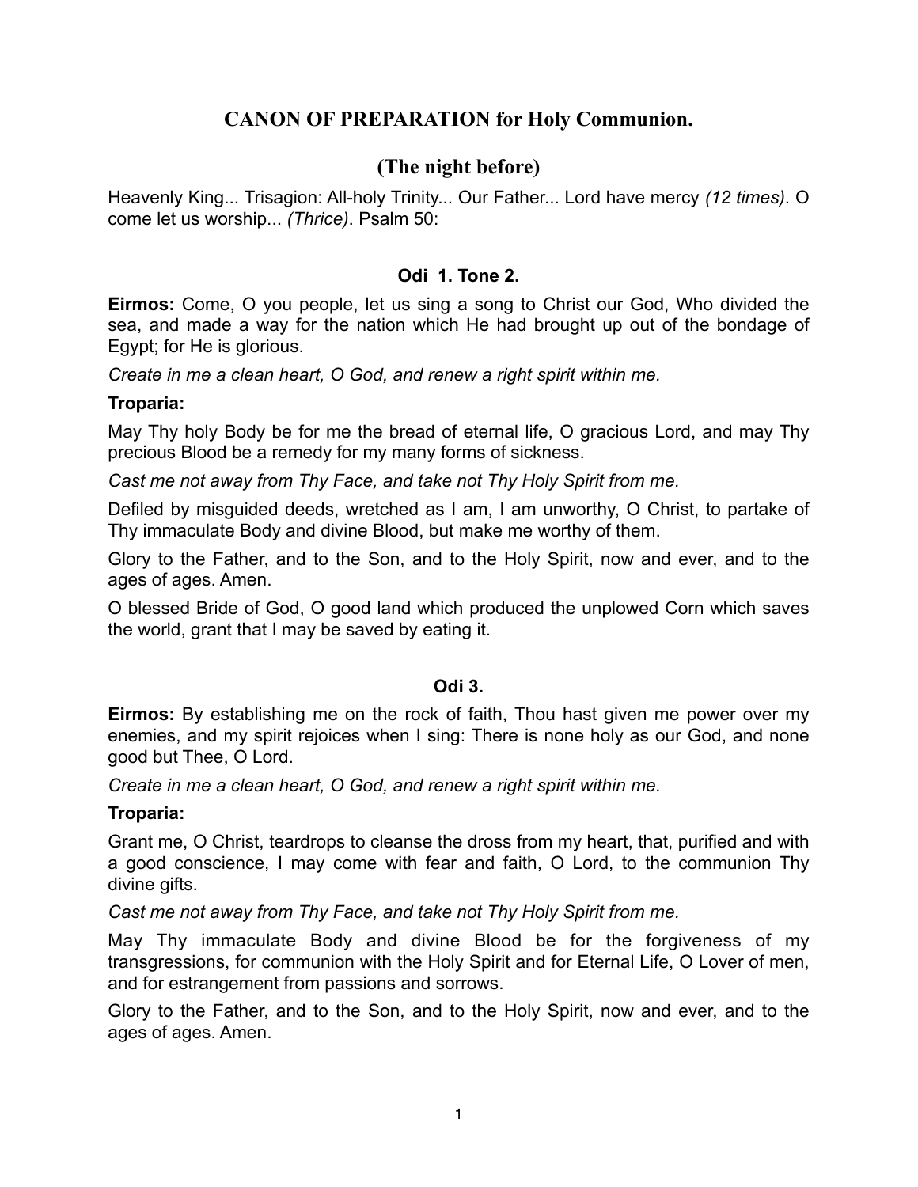# CANON OF PREPARATION for Holy Communion.

## (The night before)

Heavenly King... Trisagion: All-holy Trinity... Our Father... Lord have mercy *(12 times)*. O come let us worship... *(Thrice)*. Psalm 50:

### Odi 1. Tone 2.

**Eirmos:** Come, O you people, let us sing a song to Christ our God, Who divided the sea, and made a way for the nation which He had brought up out of the bondage of Egypt; for He is glorious.

*Create in me a clean heart, O God, and renew a right spirit within me.*

**Troparia:**

May Thy holy Body be for me the bread of eternal life, O gracious Lord, and may Thy precious Blood be a remedy for my many forms of sickness.

*Cast me not away from Thy Face, and take not Thy Holy Spirit from me.*

Defiled by misguided deeds, wretched as I am, I am unworthy, O Christ, to partake of Thy immaculate Body and divine Blood, but make me worthy of them.

Glory to the Father, and to the Son, and to the Holy Spirit, now and ever, and to the ages of ages. Amen.

O blessed Bride of God, O good land which produced the unplowed Corn which saves the world, grant that I may be saved by eating it.

### Odi 3.

**Eirmos:** By establishing me on the rock of faith, Thou hast given me power over my enemies, and my spirit rejoices when I sing: There is none holy as our God, and none good but Thee, O Lord.

*Create in me a clean heart, O God, and renew a right spirit within me.*

**Troparia:**

Grant me, O Christ, teardrops to cleanse the dross from my heart, that, purified and with a good conscience, I may come with fear and faith, O Lord, to the communion Thy divine gifts.

*Cast me not away from Thy Face, and take not Thy Holy Spirit from me.*

May Thy immaculate Body and divine Blood be for the forgiveness of my transgressions, for communion with the Holy Spirit and for Eternal Life, O Lover of men, and for estrangement from passions and sorrows.

Glory to the Father, and to the Son, and to the Holy Spirit, now and ever, and to the ages of ages. Amen.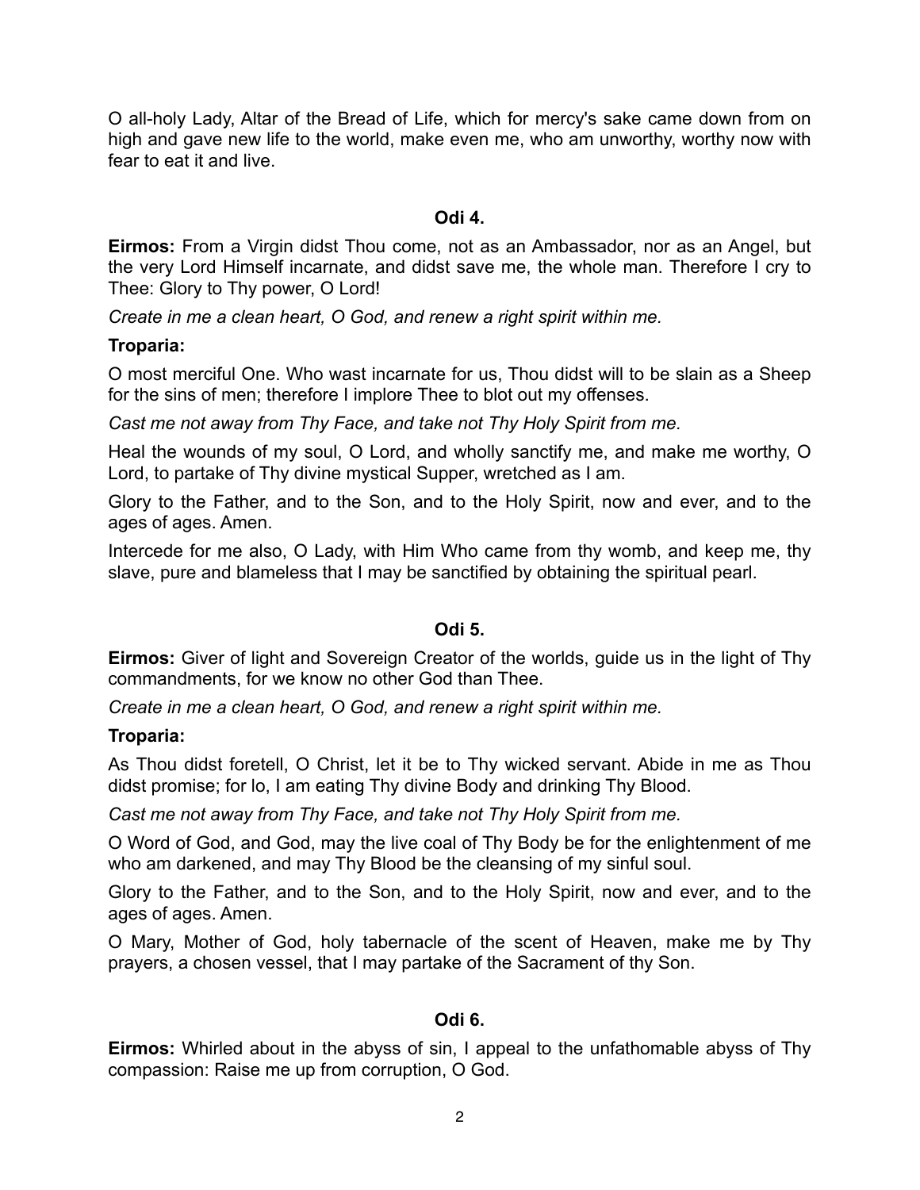O all-holy Lady, Altar of the Bread of Life, which for mercy's sake came down from on high and gave new life to the world, make even me, who am unworthy, worthy now with fear to eat it and live.

### Odi 4.

**Eirmos:** From a Virgin didst Thou come, not as an Ambassador, nor as an Angel, but the very Lord Himself incarnate, and didst save me, the whole man. Therefore I cry to Thee: Glory to Thy power, O Lord!

*Create in me a clean heart, O God, and renew a right spirit within me.*

**Troparia:**

O most merciful One. Who wast incarnate for us, Thou didst will to be slain as a Sheep for the sins of men; therefore I implore Thee to blot out my offenses.

*Cast me not away from Thy Face, and take not Thy Holy Spirit from me.*

Heal the wounds of my soul, O Lord, and wholly sanctify me, and make me worthy, O Lord, to partake of Thy divine mystical Supper, wretched as I am.

Glory to the Father, and to the Son, and to the Holy Spirit, now and ever, and to the ages of ages. Amen.

Intercede for me also, O Lady, with Him Who came from thy womb, and keep me, thy slave, pure and blameless that I may be sanctified by obtaining the spiritual pearl.

### Odi 5.

**Eirmos:** Giver of light and Sovereign Creator of the worlds, guide us in the light of Thy commandments, for we know no other God than Thee.

*Create in me a clean heart, O God, and renew a right spirit within me.*

**Troparia:**

As Thou didst foretell, O Christ, let it be to Thy wicked servant. Abide in me as Thou didst promise; for lo, I am eating Thy divine Body and drinking Thy Blood.

*Cast me not away from Thy Face, and take not Thy Holy Spirit from me.*

O Word of God, and God, may the live coal of Thy Body be for the enlightenment of me who am darkened, and may Thy Blood be the cleansing of my sinful soul.

Glory to the Father, and to the Son, and to the Holy Spirit, now and ever, and to the ages of ages. Amen.

O Mary, Mother of God, holy tabernacle of the scent of Heaven, make me by Thy prayers, a chosen vessel, that I may partake of the Sacrament of thy Son.

### Odi 6.

**Eirmos:** Whirled about in the abyss of sin, I appeal to the unfathomable abyss of Thy compassion: Raise me up from corruption, O God.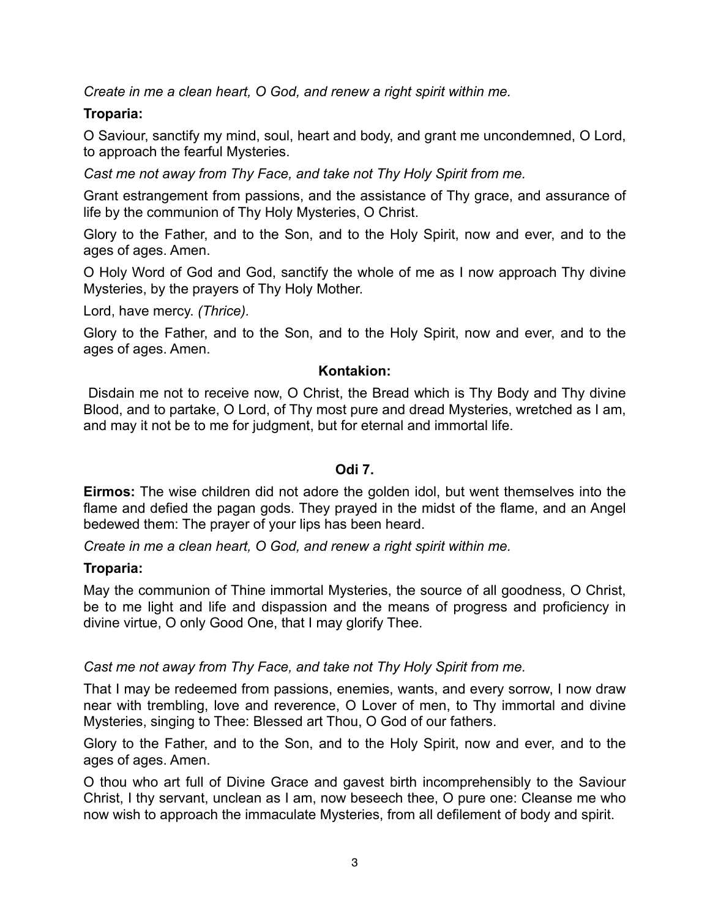*Create in me a clean heart, O God, and renew a right spirit within me.*

**Troparia:**

O Saviour, sanctify my mind, soul, heart and body, and grant me uncondemned, O Lord, to approach the fearful Mysteries.

*Cast me not away from Thy Face, and take not Thy Holy Spirit from me.*

Grant estrangement from passions, and the assistance of Thy grace, and assurance of life by the communion of Thy Holy Mysteries, O Christ.

Glory to the Father, and to the Son, and to the Holy Spirit, now and ever, and to the ages of ages. Amen.

O Holy Word of God and God, sanctify the whole of me as I now approach Thy divine Mysteries, by the prayers of Thy Holy Mother.

Lord, have mercy. *(Thrice).*

Glory to the Father, and to the Son, and to the Holy Spirit, now and ever, and to the ages of ages. Amen.

**Kontakion:**

Disdain me not to receive now, O Christ, the Bread which is Thy Body and Thy divine Blood, and to partake, O Lord, of Thy most pure and dread Mysteries, wretched as I am, and may it not be to me for judgment, but for eternal and immortal life.

## Odi 7.

**Eirmos:** The wise children did not adore the golden idol, but went themselves into the flame and defied the pagan gods. They prayed in the midst of the flame, and an Angel bedewed them: The prayer of your lips has been heard.

*Create in me a clean heart, O God, and renew a right spirit within me.*

**Troparia:**

May the communion of Thine immortal Mysteries, the source of all goodness, O Christ, be to me light and life and dispassion and the means of progress and proficiency in divine virtue, O only Good One, that I may glorify Thee.

*Cast me not away from Thy Face, and take not Thy Holy Spirit from me.*

That I may be redeemed from passions, enemies, wants, and every sorrow, I now draw near with trembling, love and reverence, O Lover of men, to Thy immortal and divine Mysteries, singing to Thee: Blessed art Thou, O God of our fathers.

Glory to the Father, and to the Son, and to the Holy Spirit, now and ever, and to the ages of ages. Amen.

O thou who art full of Divine Grace and gavest birth incomprehensibly to the Saviour Christ, I thy servant, unclean as I am, now beseech thee, O pure one: Cleanse me who now wish to approach the immaculate Mysteries, from all defilement of body and spirit.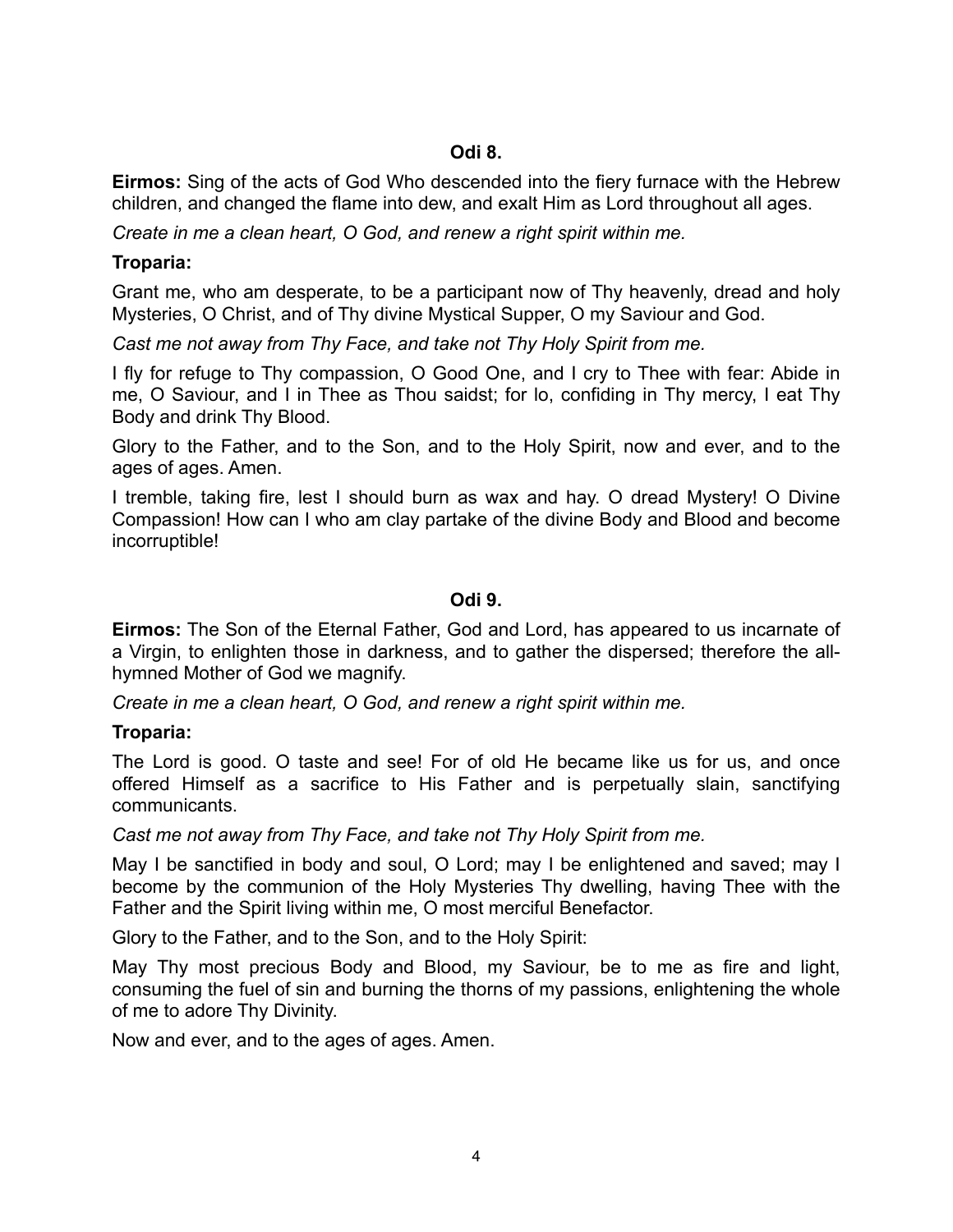### Odi 8.

**Eirmos:** Sing of the acts of God Who descended into the fiery furnace with the Hebrew children, and changed the flame into dew, and exalt Him as Lord throughout all ages.

*Create in me a clean heart, O God, and renew a right spirit within me.*

**Troparia:**

Grant me, who am desperate, to be a participant now of Thy heavenly, dread and holy Mysteries, O Christ, and of Thy divine Mystical Supper, O my Saviour and God.

*Cast me not away from Thy Face, and take not Thy Holy Spirit from me.*

I fly for refuge to Thy compassion, O Good One, and I cry to Thee with fear: Abide in me, O Saviour, and I in Thee as Thou saidst; for lo, confiding in Thy mercy, I eat Thy Body and drink Thy Blood.

Glory to the Father, and to the Son, and to the Holy Spirit, now and ever, and to the ages of ages. Amen.

I tremble, taking fire, lest I should burn as wax and hay. O dread Mystery! O Divine Compassion! How can I who am clay partake of the divine Body and Blood and become incorruptible!

### Odi 9.

**Eirmos:** The Son of the Eternal Father, God and Lord, has appeared to us incarnate of a Virgin, to enlighten those in darkness, and to gather the dispersed; therefore the all-hymned Mother of God we magnify.

*Create in me a clean heart, O God, and renew a right spirit within me.*

**Troparia:**

The Lord is good. O taste and see! For of old He became like us for us, and once offered Himself as a sacrifice to His Father and is perpetually slain, sanctifying communicants.

*Cast me not away from Thy Face, and take not Thy Holy Spirit from me.*

May I be sanctified in body and soul, O Lord; may I be enlightened and saved; may I become by the communion of the Holy Mysteries Thy dwelling, having Thee with the Father and the Spirit living within me, O most merciful Benefactor.

Glory to the Father, and to the Son, and to the Holy Spirit:

May Thy most precious Body and Blood, my Saviour, be to me as fire and light, consuming the fuel of sin and burning the thorns of my passions, enlightening the whole of me to adore Thy Divinity.

Now and ever, and to the ages of ages. Amen.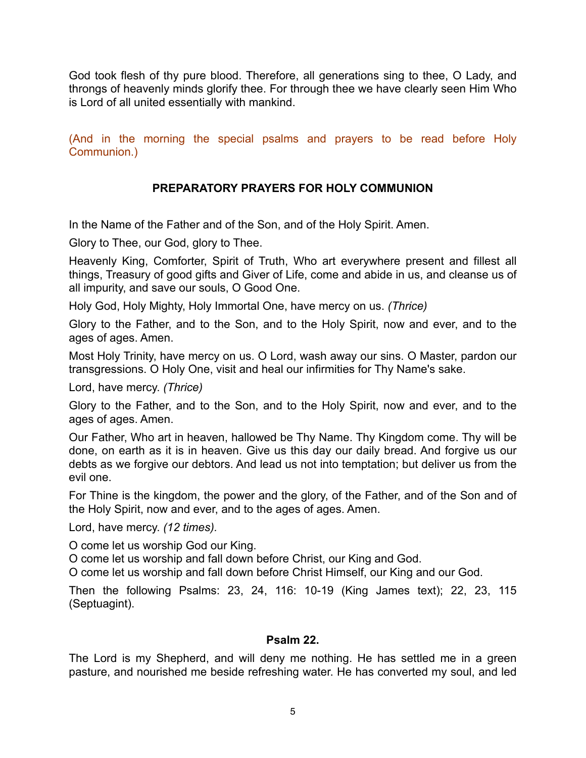God took flesh of thy pure blood. Therefore, all generations sing to thee, O Lady, and throngs of heavenly minds glorify thee. For through thee we have clearly seen Him Who is Lord of all united essentially with mankind.

(And in the morning the special psalms and prayers to be read before Holy Communion.)

## PREPARATORY PRAYERS FOR HOLY COMMUNION

In the Name of the Father and of the Son, and of the Holy Spirit. Amen.

Glory to Thee, our God, glory to Thee.

Heavenly King, Comforter, Spirit of Truth, Who art everywhere present and fillest all things, Treasury of good gifts and Giver of Life, come and abide in us, and cleanse us of all impurity, and save our souls, O Good One.

Holy God, Holy Mighty, Holy Immortal One, have mercy on us. *(Thrice)*

Glory to the Father, and to the Son, and to the Holy Spirit, now and ever, and to the ages of ages. Amen.

Most Holy Trinity, have mercy on us. O Lord, wash away our sins. O Master, pardon our transgressions. O Holy One, visit and heal our infirmities for Thy Name's sake.

Lord, have mercy. *(Thrice)*

Glory to the Father, and to the Son, and to the Holy Spirit, now and ever, and to the ages of ages. Amen.

Our Father, Who art in heaven, hallowed be Thy Name. Thy Kingdom come. Thy will be done, on earth as it is in heaven. Give us this day our daily bread. And forgive us our debts as we forgive our debtors. And lead us not into temptation; but deliver us from the evil one.

For Thine is the kingdom, the power and the glory, of the Father, and of the Son and of the Holy Spirit, now and ever, and to the ages of ages. Amen.

Lord, have mercy. *(12 times).*

O come let us worship God our King.
O come let us worship and fall down before Christ, our King and God.
O come let us worship and fall down before Christ Himself, our King and our God.

Then the following Psalms: 23, 24, 116: 10-19 (King James text); 22, 23, 115 (Septuagint).

### Psalm 22.

The Lord is my Shepherd, and will deny me nothing. He has settled me in a green pasture, and nourished me beside refreshing water. He has converted my soul, and led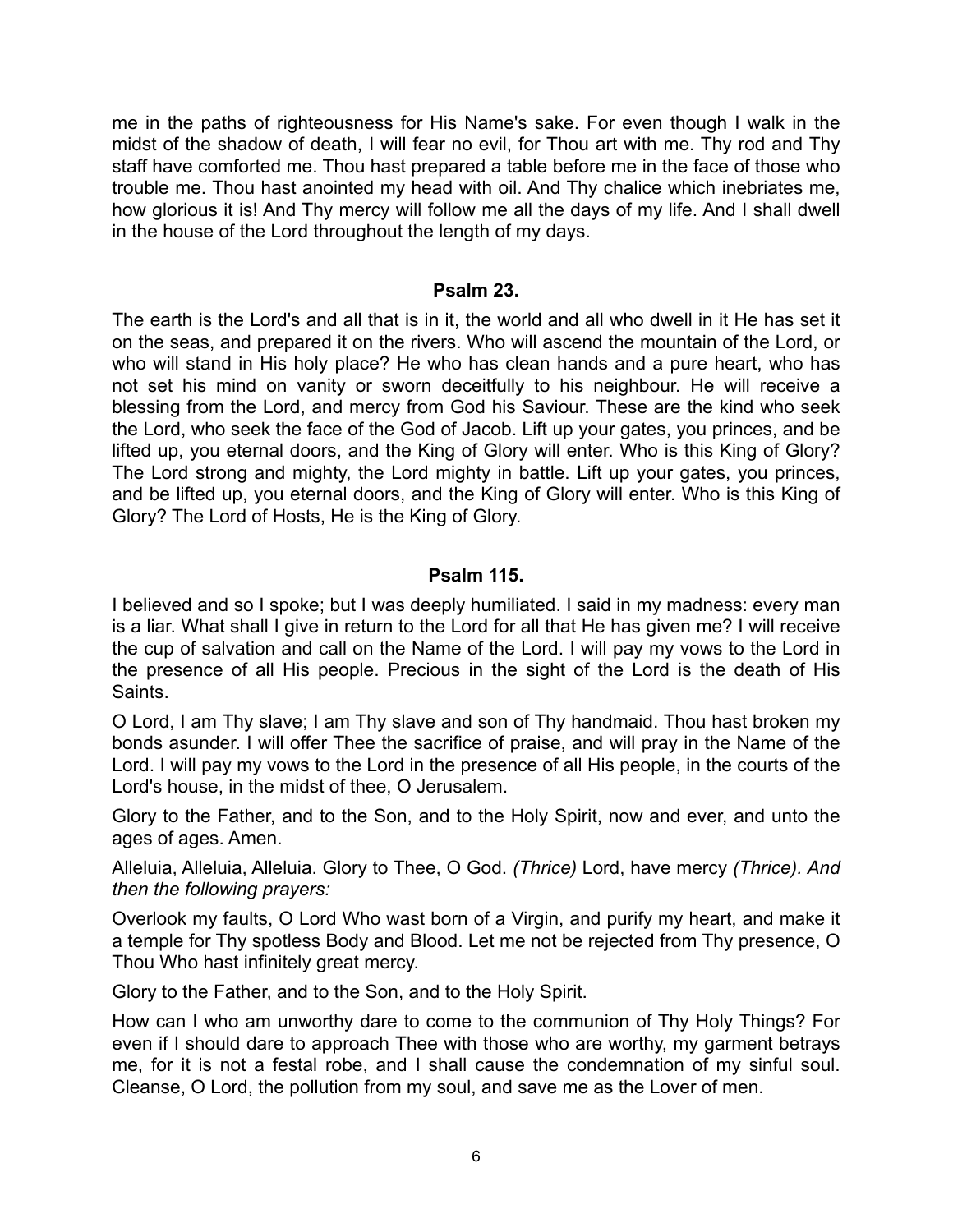me in the paths of righteousness for His Name's sake. For even though I walk in the midst of the shadow of death, I will fear no evil, for Thou art with me. Thy rod and Thy staff have comforted me. Thou hast prepared a table before me in the face of those who trouble me. Thou hast anointed my head with oil. And Thy chalice which inebriates me, how glorious it is! And Thy mercy will follow me all the days of my life. And I shall dwell in the house of the Lord throughout the length of my days.

### Psalm 23.

The earth is the Lord's and all that is in it, the world and all who dwell in it He has set it on the seas, and prepared it on the rivers. Who will ascend the mountain of the Lord, or who will stand in His holy place? He who has clean hands and a pure heart, who has not set his mind on vanity or sworn deceitfully to his neighbour. He will receive a blessing from the Lord, and mercy from God his Saviour. These are the kind who seek the Lord, who seek the face of the God of Jacob. Lift up your gates, you princes, and be lifted up, you eternal doors, and the King of Glory will enter. Who is this King of Glory? The Lord strong and mighty, the Lord mighty in battle. Lift up your gates, you princes, and be lifted up, you eternal doors, and the King of Glory will enter. Who is this King of Glory? The Lord of Hosts, He is the King of Glory.

### Psalm 115.

I believed and so I spoke; but I was deeply humiliated. I said in my madness: every man is a liar. What shall I give in return to the Lord for all that He has given me? I will receive the cup of salvation and call on the Name of the Lord. I will pay my vows to the Lord in the presence of all His people. Precious in the sight of the Lord is the death of His Saints.

O Lord, I am Thy slave; I am Thy slave and son of Thy handmaid. Thou hast broken my bonds asunder. I will offer Thee the sacrifice of praise, and will pray in the Name of the Lord. I will pay my vows to the Lord in the presence of all His people, in the courts of the Lord's house, in the midst of thee, O Jerusalem.

Glory to the Father, and to the Son, and to the Holy Spirit, now and ever, and unto the ages of ages. Amen.

Alleluia, Alleluia, Alleluia. Glory to Thee, O God. *(Thrice)* Lord, have mercy *(Thrice). And then the following prayers:*

Overlook my faults, O Lord Who wast born of a Virgin, and purify my heart, and make it a temple for Thy spotless Body and Blood. Let me not be rejected from Thy presence, O Thou Who hast infinitely great mercy.

Glory to the Father, and to the Son, and to the Holy Spirit.

How can I who am unworthy dare to come to the communion of Thy Holy Things? For even if I should dare to approach Thee with those who are worthy, my garment betrays me, for it is not a festal robe, and I shall cause the condemnation of my sinful soul. Cleanse, O Lord, the pollution from my soul, and save me as the Lover of men.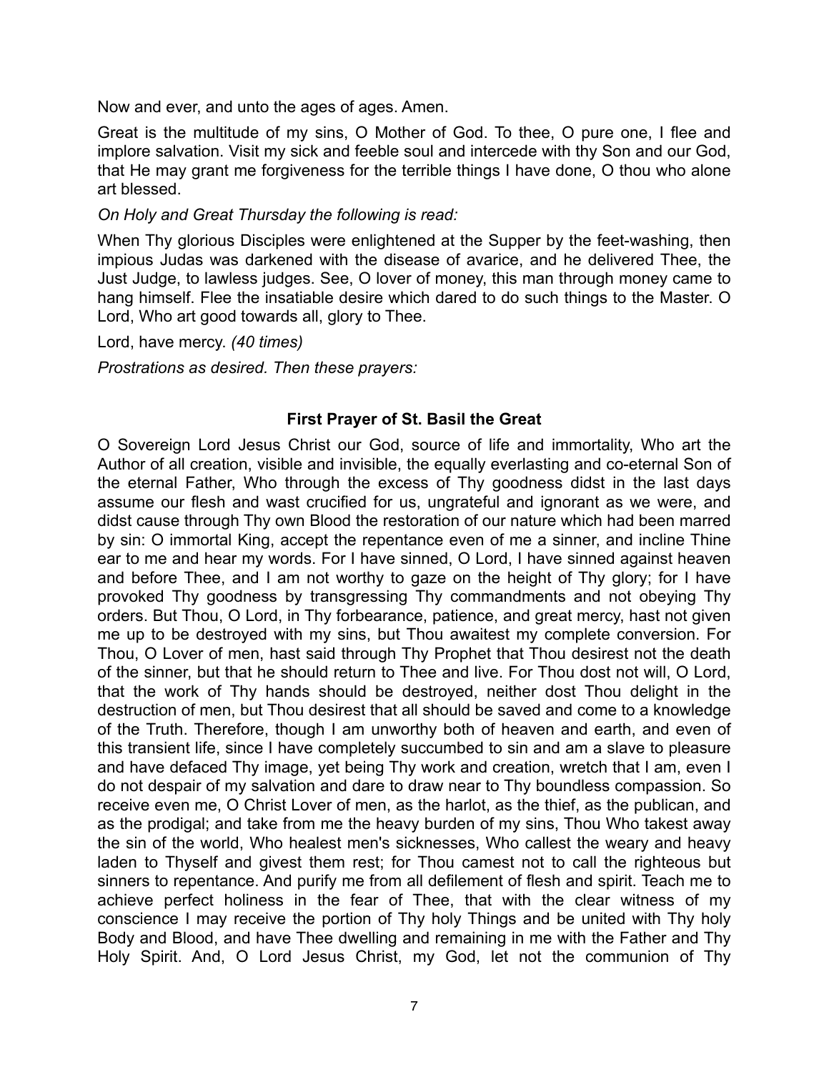Now and ever, and unto the ages of ages. Amen.

Great is the multitude of my sins, O Mother of God. To thee, O pure one, I flee and implore salvation. Visit my sick and feeble soul and intercede with thy Son and our God, that He may grant me forgiveness for the terrible things I have done, O thou who alone art blessed.

*On Holy and Great Thursday the following is read:*

When Thy glorious Disciples were enlightened at the Supper by the feet-washing, then impious Judas was darkened with the disease of avarice, and he delivered Thee, the Just Judge, to lawless judges. See, O lover of money, this man through money came to hang himself. Flee the insatiable desire which dared to do such things to the Master. O Lord, Who art good towards all, glory to Thee.

Lord, have mercy. *(40 times)*

*Prostrations as desired. Then these prayers:*

### First Prayer of St. Basil the Great

O Sovereign Lord Jesus Christ our God, source of life and immortality, Who art the Author of all creation, visible and invisible, the equally everlasting and co-eternal Son of the eternal Father, Who through the excess of Thy goodness didst in the last days assume our flesh and wast crucified for us, ungrateful and ignorant as we were, and didst cause through Thy own Blood the restoration of our nature which had been marred by sin: O immortal King, accept the repentance even of me a sinner, and incline Thine ear to me and hear my words. For I have sinned, O Lord, I have sinned against heaven and before Thee, and I am not worthy to gaze on the height of Thy glory; for I have provoked Thy goodness by transgressing Thy commandments and not obeying Thy orders. But Thou, O Lord, in Thy forbearance, patience, and great mercy, hast not given me up to be destroyed with my sins, but Thou awaitest my complete conversion. For Thou, O Lover of men, hast said through Thy Prophet that Thou desirest not the death of the sinner, but that he should return to Thee and live. For Thou dost not will, O Lord, that the work of Thy hands should be destroyed, neither dost Thou delight in the destruction of men, but Thou desirest that all should be saved and come to a knowledge of the Truth. Therefore, though I am unworthy both of heaven and earth, and even of this transient life, since I have completely succumbed to sin and am a slave to pleasure and have defaced Thy image, yet being Thy work and creation, wretch that I am, even I do not despair of my salvation and dare to draw near to Thy boundless compassion. So receive even me, O Christ Lover of men, as the harlot, as the thief, as the publican, and as the prodigal; and take from me the heavy burden of my sins, Thou Who takest away the sin of the world, Who healest men's sicknesses, Who callest the weary and heavy laden to Thyself and givest them rest; for Thou camest not to call the righteous but sinners to repentance. And purify me from all defilement of flesh and spirit. Teach me to achieve perfect holiness in the fear of Thee, that with the clear witness of my conscience I may receive the portion of Thy holy Things and be united with Thy holy Body and Blood, and have Thee dwelling and remaining in me with the Father and Thy Holy Spirit. And, O Lord Jesus Christ, my God, let not the communion of Thy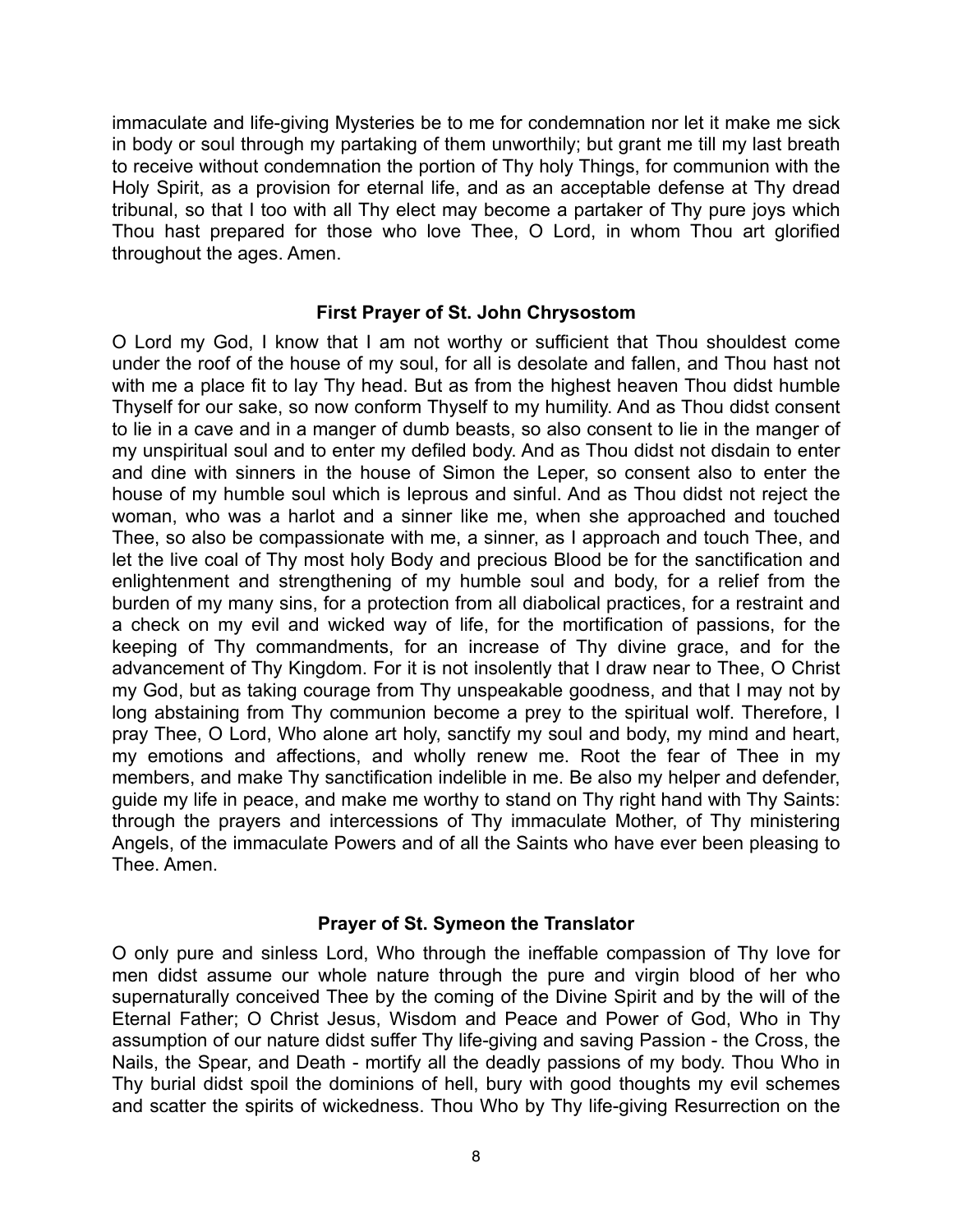immaculate and life-giving Mysteries be to me for condemnation nor let it make me sick in body or soul through my partaking of them unworthily; but grant me till my last breath to receive without condemnation the portion of Thy holy Things, for communion with the Holy Spirit, as a provision for eternal life, and as an acceptable defense at Thy dread tribunal, so that I too with all Thy elect may become a partaker of Thy pure joys which Thou hast prepared for those who love Thee, O Lord, in whom Thou art glorified throughout the ages. Amen.

### First Prayer of St. John Chrysostom

O Lord my God, I know that I am not worthy or sufficient that Thou shouldest come under the roof of the house of my soul, for all is desolate and fallen, and Thou hast not with me a place fit to lay Thy head. But as from the highest heaven Thou didst humble Thyself for our sake, so now conform Thyself to my humility. And as Thou didst consent to lie in a cave and in a manger of dumb beasts, so also consent to lie in the manger of my unspiritual soul and to enter my defiled body. And as Thou didst not disdain to enter and dine with sinners in the house of Simon the Leper, so consent also to enter the house of my humble soul which is leprous and sinful. And as Thou didst not reject the woman, who was a harlot and a sinner like me, when she approached and touched Thee, so also be compassionate with me, a sinner, as I approach and touch Thee, and let the live coal of Thy most holy Body and precious Blood be for the sanctification and enlightenment and strengthening of my humble soul and body, for a relief from the burden of my many sins, for a protection from all diabolical practices, for a restraint and a check on my evil and wicked way of life, for the mortification of passions, for the keeping of Thy commandments, for an increase of Thy divine grace, and for the advancement of Thy Kingdom. For it is not insolently that I draw near to Thee, O Christ my God, but as taking courage from Thy unspeakable goodness, and that I may not by long abstaining from Thy communion become a prey to the spiritual wolf. Therefore, I pray Thee, O Lord, Who alone art holy, sanctify my soul and body, my mind and heart, my emotions and affections, and wholly renew me. Root the fear of Thee in my members, and make Thy sanctification indelible in me. Be also my helper and defender, guide my life in peace, and make me worthy to stand on Thy right hand with Thy Saints: through the prayers and intercessions of Thy immaculate Mother, of Thy ministering Angels, of the immaculate Powers and of all the Saints who have ever been pleasing to Thee. Amen.

### Prayer of St. Symeon the Translator

O only pure and sinless Lord, Who through the ineffable compassion of Thy love for men didst assume our whole nature through the pure and virgin blood of her who supernaturally conceived Thee by the coming of the Divine Spirit and by the will of the Eternal Father; O Christ Jesus, Wisdom and Peace and Power of God, Who in Thy assumption of our nature didst suffer Thy life-giving and saving Passion - the Cross, the Nails, the Spear, and Death - mortify all the deadly passions of my body. Thou Who in Thy burial didst spoil the dominions of hell, bury with good thoughts my evil schemes and scatter the spirits of wickedness. Thou Who by Thy life-giving Resurrection on the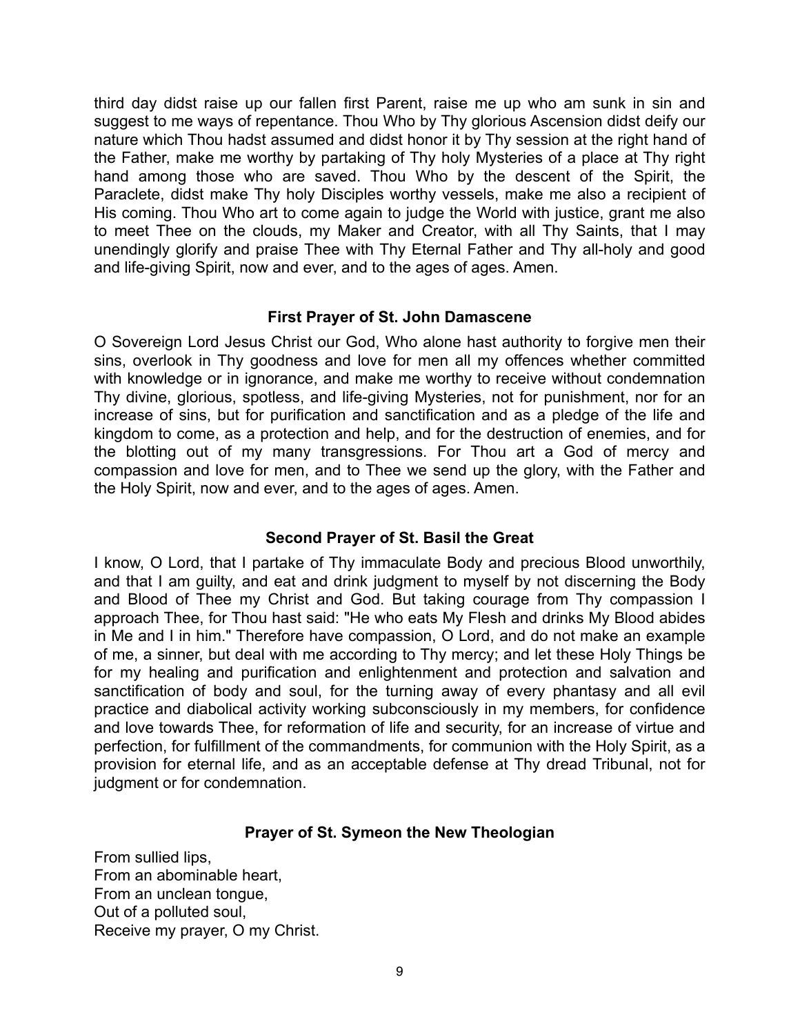third day didst raise up our fallen first Parent, raise me up who am sunk in sin and suggest to me ways of repentance. Thou Who by Thy glorious Ascension didst deify our nature which Thou hadst assumed and didst honor it by Thy session at the right hand of the Father, make me worthy by partaking of Thy holy Mysteries of a place at Thy right hand among those who are saved. Thou Who by the descent of the Spirit, the Paraclete, didst make Thy holy Disciples worthy vessels, make me also a recipient of His coming. Thou Who art to come again to judge the World with justice, grant me also to meet Thee on the clouds, my Maker and Creator, with all Thy Saints, that I may unendingly glorify and praise Thee with Thy Eternal Father and Thy all-holy and good and life-giving Spirit, now and ever, and to the ages of ages. Amen.

### First Prayer of St. John Damascene

O Sovereign Lord Jesus Christ our God, Who alone hast authority to forgive men their sins, overlook in Thy goodness and love for men all my offences whether committed with knowledge or in ignorance, and make me worthy to receive without condemnation Thy divine, glorious, spotless, and life-giving Mysteries, not for punishment, nor for an increase of sins, but for purification and sanctification and as a pledge of the life and kingdom to come, as a protection and help, and for the destruction of enemies, and for the blotting out of my many transgressions. For Thou art a God of mercy and compassion and love for men, and to Thee we send up the glory, with the Father and the Holy Spirit, now and ever, and to the ages of ages. Amen.

### Second Prayer of St. Basil the Great

I know, O Lord, that I partake of Thy immaculate Body and precious Blood unworthily, and that I am guilty, and eat and drink judgment to myself by not discerning the Body and Blood of Thee my Christ and God. But taking courage from Thy compassion I approach Thee, for Thou hast said: "He who eats My Flesh and drinks My Blood abides in Me and I in him." Therefore have compassion, O Lord, and do not make an example of me, a sinner, but deal with me according to Thy mercy; and let these Holy Things be for my healing and purification and enlightenment and protection and salvation and sanctification of body and soul, for the turning away of every phantasy and all evil practice and diabolical activity working subconsciously in my members, for confidence and love towards Thee, for reformation of life and security, for an increase of virtue and perfection, for fulfillment of the commandments, for communion with the Holy Spirit, as a provision for eternal life, and as an acceptable defense at Thy dread Tribunal, not for judgment or for condemnation.

### Prayer of St. Symeon the New Theologian

From sullied lips,  
From an abominable heart,  
From an unclean tongue,  
Out of a polluted soul,  
Receive my prayer, O my Christ.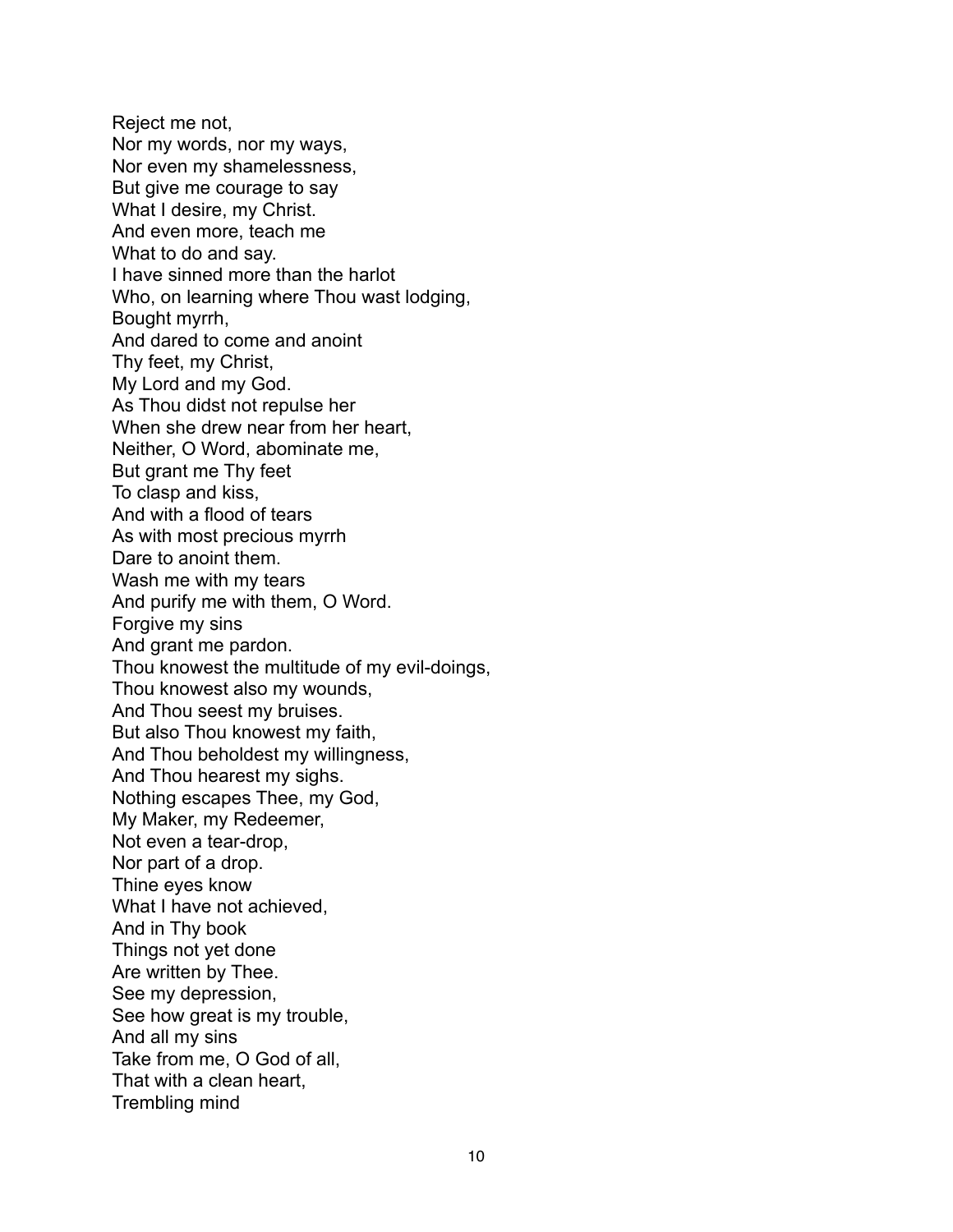Reject me not,  
Nor my words, nor my ways,  
Nor even my shamelessness,  
But give me courage to say  
What I desire, my Christ.  
And even more, teach me  
What to do and say.  
I have sinned more than the harlot  
Who, on learning where Thou wast lodging,  
Bought myrrh,  
And dared to come and anoint  
Thy feet, my Christ,  
My Lord and my God.  
As Thou didst not repulse her  
When she drew near from her heart,  
Neither, O Word, abominate me,  
But grant me Thy feet  
To clasp and kiss,  
And with a flood of tears  
As with most precious myrrh  
Dare to anoint them.  
Wash me with my tears  
And purify me with them, O Word.  
Forgive my sins  
And grant me pardon.  
Thou knowest the multitude of my evil-doings,  
Thou knowest also my wounds,  
And Thou seest my bruises.  
But also Thou knowest my faith,  
And Thou beholdest my willingness,  
And Thou hearest my sighs.  
Nothing escapes Thee, my God,  
My Maker, my Redeemer,  
Not even a tear-drop,  
Nor part of a drop.  
Thine eyes know  
What I have not achieved,  
And in Thy book  
Things not yet done  
Are written by Thee.  
See my depression,  
See how great is my trouble,  
And all my sins  
Take from me, O God of all,  
That with a clean heart,  
Trembling mind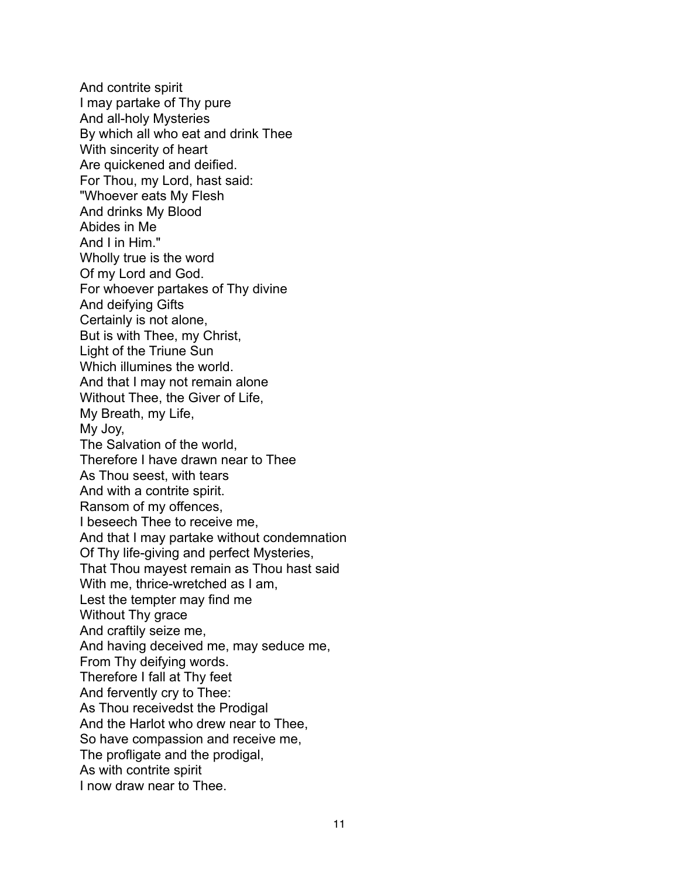And contrite spirit  
I may partake of Thy pure  
And all-holy Mysteries  
By which all who eat and drink Thee  
With sincerity of heart  
Are quickened and deified.  
For Thou, my Lord, hast said:  
"Whoever eats My Flesh  
And drinks My Blood  
Abides in Me  
And I in Him."  
Wholly true is the word  
Of my Lord and God.  
For whoever partakes of Thy divine  
And deifying Gifts  
Certainly is not alone,  
But is with Thee, my Christ,  
Light of the Triune Sun  
Which illumines the world.  
And that I may not remain alone  
Without Thee, the Giver of Life,  
My Breath, my Life,  
My Joy,  
The Salvation of the world,  
Therefore I have drawn near to Thee  
As Thou seest, with tears  
And with a contrite spirit.  
Ransom of my offences,  
I beseech Thee to receive me,  
And that I may partake without condemnation  
Of Thy life-giving and perfect Mysteries,  
That Thou mayest remain as Thou hast said  
With me, thrice-wretched as I am,  
Lest the tempter may find me  
Without Thy grace  
And craftily seize me,  
And having deceived me, may seduce me,  
From Thy deifying words.  
Therefore I fall at Thy feet  
And fervently cry to Thee:  
As Thou receivedst the Prodigal  
And the Harlot who drew near to Thee,  
So have compassion and receive me,  
The profligate and the prodigal,  
As with contrite spirit  
I now draw near to Thee.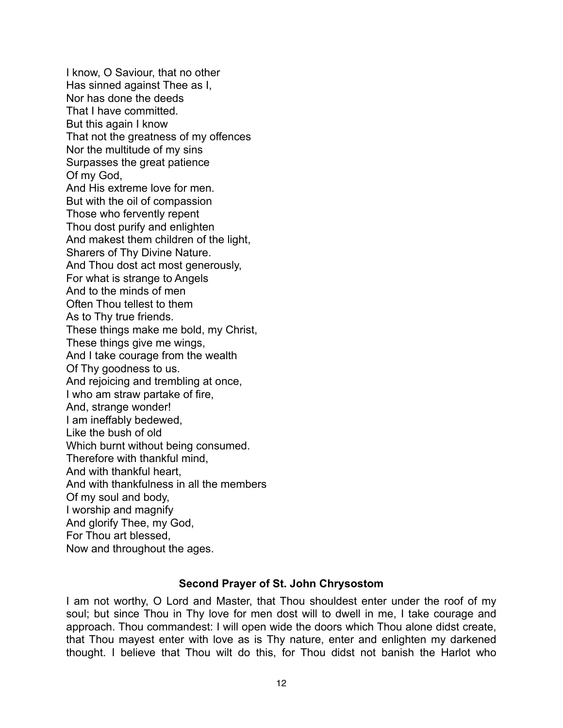I know, O Saviour, that no other
Has sinned against Thee as I,
Nor has done the deeds
That I have committed.
But this again I know
That not the greatness of my offences
Nor the multitude of my sins
Surpasses the great patience
Of my God,
And His extreme love for men.
But with the oil of compassion
Those who fervently repent
Thou dost purify and enlighten
And makest them children of the light,
Sharers of Thy Divine Nature.
And Thou dost act most generously,
For what is strange to Angels
And to the minds of men
Often Thou tellest to them
As to Thy true friends.
These things make me bold, my Christ,
These things give me wings,
And I take courage from the wealth
Of Thy goodness to us.
And rejoicing and trembling at once,
I who am straw partake of fire,
And, strange wonder!
I am ineffably bedewed,
Like the bush of old
Which burnt without being consumed.
Therefore with thankful mind,
And with thankful heart,
And with thankfulness in all the members
Of my soul and body,
I worship and magnify
And glorify Thee, my God,
For Thou art blessed,
Now and throughout the ages.

### Second Prayer of St. John Chrysostom

I am not worthy, O Lord and Master, that Thou shouldest enter under the roof of my soul; but since Thou in Thy love for men dost will to dwell in me, I take courage and approach. Thou commandest: I will open wide the doors which Thou alone didst create, that Thou mayest enter with love as is Thy nature, enter and enlighten my darkened thought. I believe that Thou wilt do this, for Thou didst not banish the Harlot who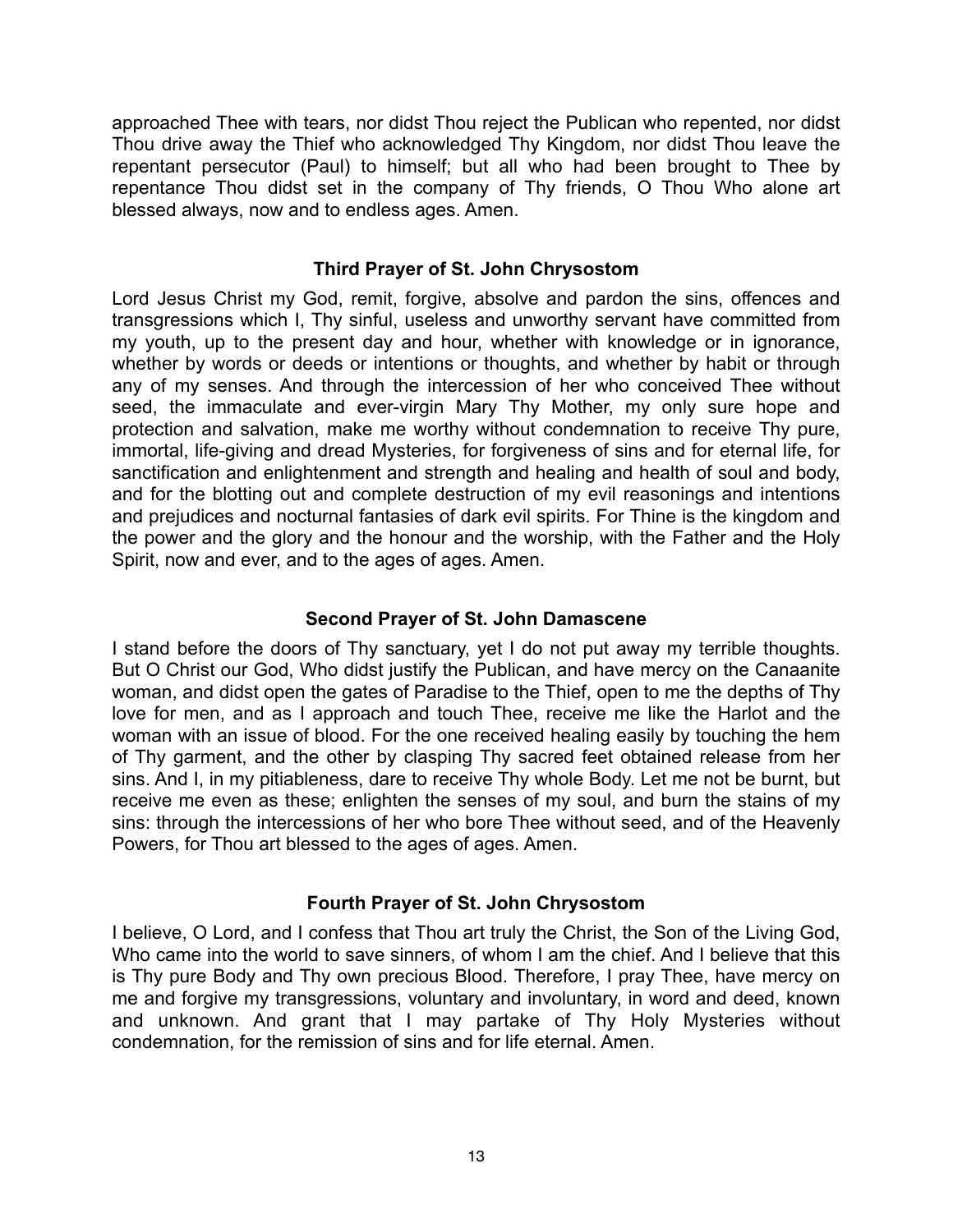approached Thee with tears, nor didst Thou reject the Publican who repented, nor didst Thou drive away the Thief who acknowledged Thy Kingdom, nor didst Thou leave the repentant persecutor (Paul) to himself; but all who had been brought to Thee by repentance Thou didst set in the company of Thy friends, O Thou Who alone art blessed always, now and to endless ages. Amen.

### Third Prayer of St. John Chrysostom

Lord Jesus Christ my God, remit, forgive, absolve and pardon the sins, offences and transgressions which I, Thy sinful, useless and unworthy servant have committed from my youth, up to the present day and hour, whether with knowledge or in ignorance, whether by words or deeds or intentions or thoughts, and whether by habit or through any of my senses. And through the intercession of her who conceived Thee without seed, the immaculate and ever-virgin Mary Thy Mother, my only sure hope and protection and salvation, make me worthy without condemnation to receive Thy pure, immortal, life-giving and dread Mysteries, for forgiveness of sins and for eternal life, for sanctification and enlightenment and strength and healing and health of soul and body, and for the blotting out and complete destruction of my evil reasonings and intentions and prejudices and nocturnal fantasies of dark evil spirits. For Thine is the kingdom and the power and the glory and the honour and the worship, with the Father and the Holy Spirit, now and ever, and to the ages of ages. Amen.

### Second Prayer of St. John Damascene

I stand before the doors of Thy sanctuary, yet I do not put away my terrible thoughts. But O Christ our God, Who didst justify the Publican, and have mercy on the Canaanite woman, and didst open the gates of Paradise to the Thief, open to me the depths of Thy love for men, and as I approach and touch Thee, receive me like the Harlot and the woman with an issue of blood. For the one received healing easily by touching the hem of Thy garment, and the other by clasping Thy sacred feet obtained release from her sins. And I, in my pitiableness, dare to receive Thy whole Body. Let me not be burnt, but receive me even as these; enlighten the senses of my soul, and burn the stains of my sins: through the intercessions of her who bore Thee without seed, and of the Heavenly Powers, for Thou art blessed to the ages of ages. Amen.

### Fourth Prayer of St. John Chrysostom

I believe, O Lord, and I confess that Thou art truly the Christ, the Son of the Living God, Who came into the world to save sinners, of whom I am the chief. And I believe that this is Thy pure Body and Thy own precious Blood. Therefore, I pray Thee, have mercy on me and forgive my transgressions, voluntary and involuntary, in word and deed, known and unknown. And grant that I may partake of Thy Holy Mysteries without condemnation, for the remission of sins and for life eternal. Amen.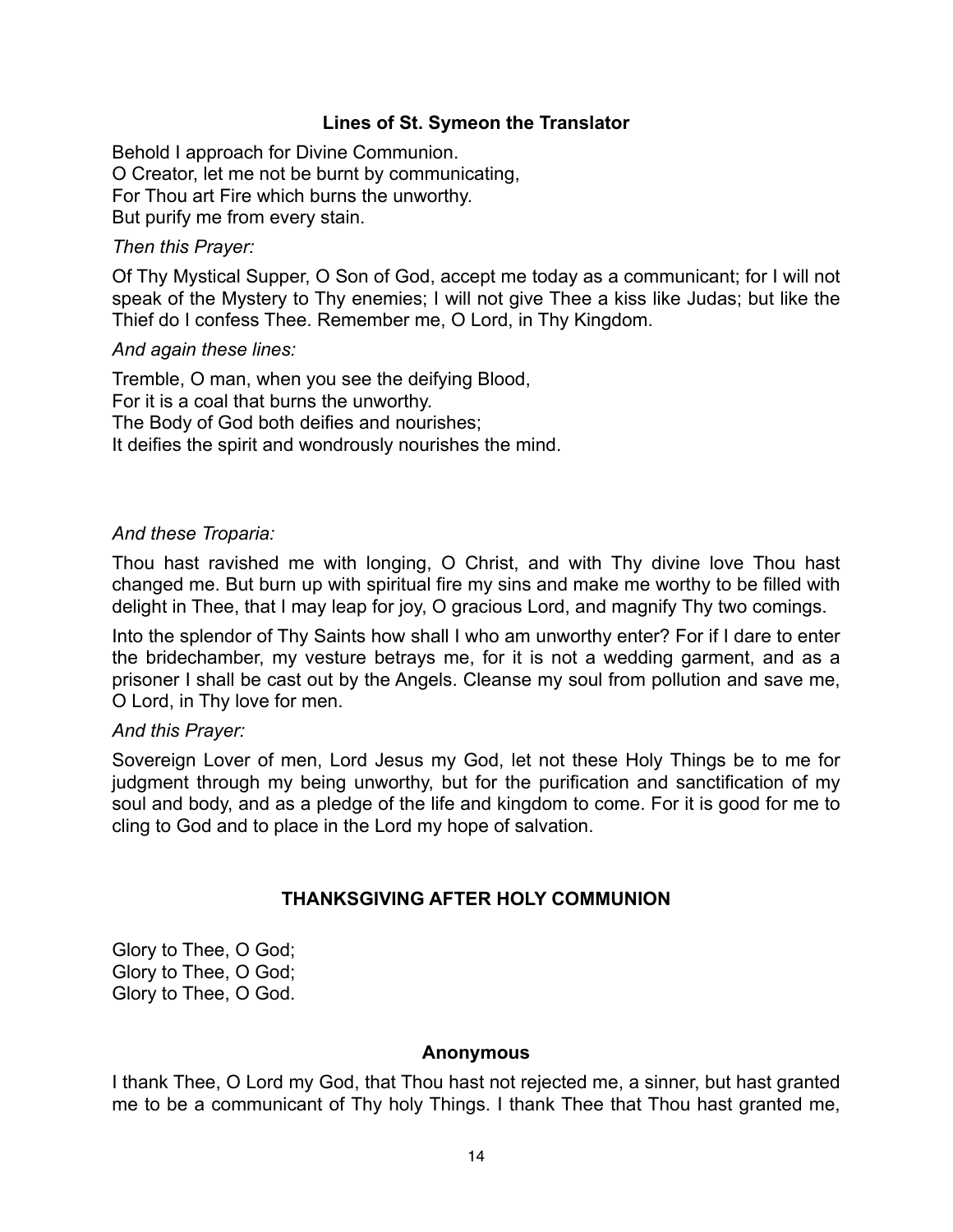### Lines of St. Symeon the Translator

Behold I approach for Divine Communion.
O Creator, let me not be burnt by communicating,
For Thou art Fire which burns the unworthy.
But purify me from every stain.

*Then this Prayer:*

Of Thy Mystical Supper, O Son of God, accept me today as a communicant; for I will not speak of the Mystery to Thy enemies; I will not give Thee a kiss like Judas; but like the Thief do I confess Thee. Remember me, O Lord, in Thy Kingdom.

*And again these lines:*

Tremble, O man, when you see the deifying Blood,
For it is a coal that burns the unworthy.
The Body of God both deifies and nourishes;
It deifies the spirit and wondrously nourishes the mind.

*And these Troparia:*

Thou hast ravished me with longing, O Christ, and with Thy divine love Thou hast changed me. But burn up with spiritual fire my sins and make me worthy to be filled with delight in Thee, that I may leap for joy, O gracious Lord, and magnify Thy two comings.

Into the splendor of Thy Saints how shall I who am unworthy enter? For if I dare to enter the bridechamber, my vesture betrays me, for it is not a wedding garment, and as a prisoner I shall be cast out by the Angels. Cleanse my soul from pollution and save me, O Lord, in Thy love for men.

*And this Prayer:*

Sovereign Lover of men, Lord Jesus my God, let not these Holy Things be to me for judgment through my being unworthy, but for the purification and sanctification of my soul and body, and as a pledge of the life and kingdom to come. For it is good for me to cling to God and to place in the Lord my hope of salvation.

## THANKSGIVING AFTER HOLY COMMUNION

Glory to Thee, O God;
Glory to Thee, O God;
Glory to Thee, O God.

### Anonymous

I thank Thee, O Lord my God, that Thou hast not rejected me, a sinner, but hast granted me to be a communicant of Thy holy Things. I thank Thee that Thou hast granted me,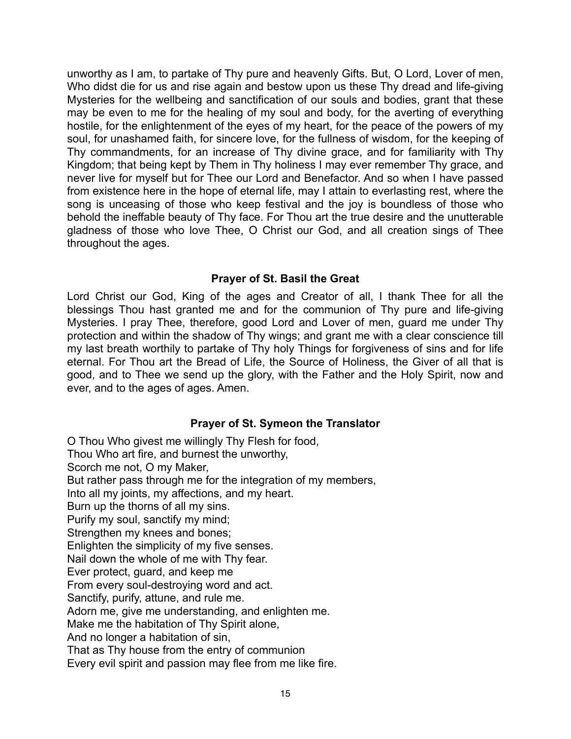unworthy as I am, to partake of Thy pure and heavenly Gifts. But, O Lord, Lover of men, Who didst die for us and rise again and bestow upon us these Thy dread and life-giving Mysteries for the wellbeing and sanctification of our souls and bodies, grant that these may be even to me for the healing of my soul and body, for the averting of everything hostile, for the enlightenment of the eyes of my heart, for the peace of the powers of my soul, for unashamed faith, for sincere love, for the fullness of wisdom, for the keeping of Thy commandments, for an increase of Thy divine grace, and for familiarity with Thy Kingdom; that being kept by Them in Thy holiness I may ever remember Thy grace, and never live for myself but for Thee our Lord and Benefactor. And so when I have passed from existence here in the hope of eternal life, may I attain to everlasting rest, where the song is unceasing of those who keep festival and the joy is boundless of those who behold the ineffable beauty of Thy face. For Thou art the true desire and the unutterable gladness of those who love Thee, O Christ our God, and all creation sings of Thee throughout the ages.

### Prayer of St. Basil the Great

Lord Christ our God, King of the ages and Creator of all, I thank Thee for all the blessings Thou hast granted me and for the communion of Thy pure and life-giving Mysteries. I pray Thee, therefore, good Lord and Lover of men, guard me under Thy protection and within the shadow of Thy wings; and grant me with a clear conscience till my last breath worthily to partake of Thy holy Things for forgiveness of sins and for life eternal. For Thou art the Bread of Life, the Source of Holiness, the Giver of all that is good, and to Thee we send up the glory, with the Father and the Holy Spirit, now and ever, and to the ages of ages. Amen.

### Prayer of St. Symeon the Translator

O Thou Who givest me willingly Thy Flesh for food,
Thou Who art fire, and burnest the unworthy,
Scorch me not, O my Maker,
But rather pass through me for the integration of my members,
Into all my joints, my affections, and my heart.
Burn up the thorns of all my sins.
Purify my soul, sanctify my mind;
Strengthen my knees and bones;
Enlighten the simplicity of my five senses.
Nail down the whole of me with Thy fear.
Ever protect, guard, and keep me
From every soul-destroying word and act.
Sanctify, purify, attune, and rule me.
Adorn me, give me understanding, and enlighten me.
Make me the habitation of Thy Spirit alone,
And no longer a habitation of sin,
That as Thy house from the entry of communion
Every evil spirit and passion may flee from me like fire.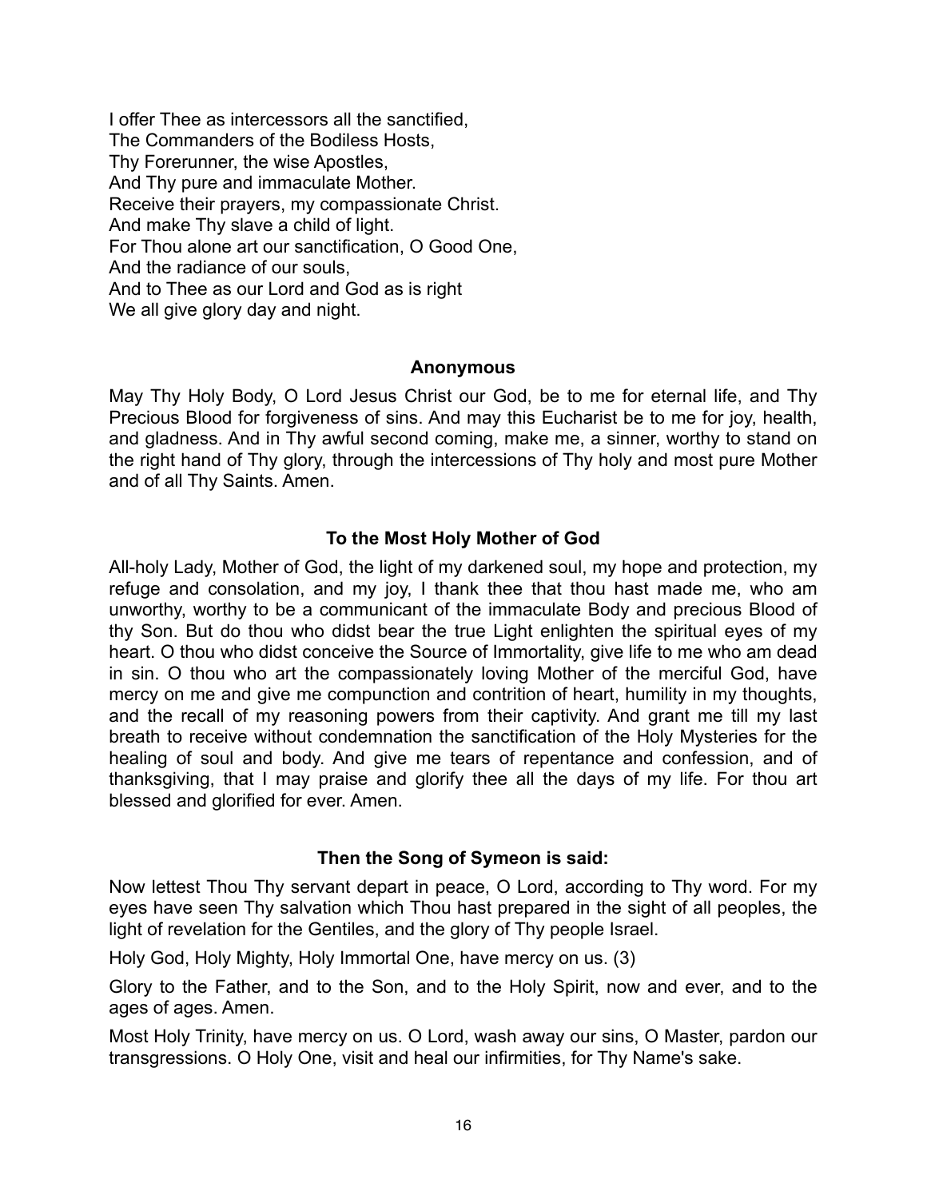I offer Thee as intercessors all the sanctified,  
The Commanders of the Bodiless Hosts,  
Thy Forerunner, the wise Apostles,  
And Thy pure and immaculate Mother.  
Receive their prayers, my compassionate Christ.  
And make Thy slave a child of light.  
For Thou alone art our sanctification, O Good One,  
And the radiance of our souls,  
And to Thee as our Lord and God as is right  
We all give glory day and night.

### Anonymous

May Thy Holy Body, O Lord Jesus Christ our God, be to me for eternal life, and Thy Precious Blood for forgiveness of sins. And may this Eucharist be to me for joy, health, and gladness. And in Thy awful second coming, make me, a sinner, worthy to stand on the right hand of Thy glory, through the intercessions of Thy holy and most pure Mother and of all Thy Saints. Amen.

### To the Most Holy Mother of God

All-holy Lady, Mother of God, the light of my darkened soul, my hope and protection, my refuge and consolation, and my joy, I thank thee that thou hast made me, who am unworthy, worthy to be a communicant of the immaculate Body and precious Blood of thy Son. But do thou who didst bear the true Light enlighten the spiritual eyes of my heart. O thou who didst conceive the Source of Immortality, give life to me who am dead in sin. O thou who art the compassionately loving Mother of the merciful God, have mercy on me and give me compunction and contrition of heart, humility in my thoughts, and the recall of my reasoning powers from their captivity. And grant me till my last breath to receive without condemnation the sanctification of the Holy Mysteries for the healing of soul and body. And give me tears of repentance and confession, and of thanksgiving, that I may praise and glorify thee all the days of my life. For thou art blessed and glorified for ever. Amen.

### Then the Song of Symeon is said:

Now lettest Thou Thy servant depart in peace, O Lord, according to Thy word. For my eyes have seen Thy salvation which Thou hast prepared in the sight of all peoples, the light of revelation for the Gentiles, and the glory of Thy people Israel.

Holy God, Holy Mighty, Holy Immortal One, have mercy on us. (3)

Glory to the Father, and to the Son, and to the Holy Spirit, now and ever, and to the ages of ages. Amen.

Most Holy Trinity, have mercy on us. O Lord, wash away our sins, O Master, pardon our transgressions. O Holy One, visit and heal our infirmities, for Thy Name's sake.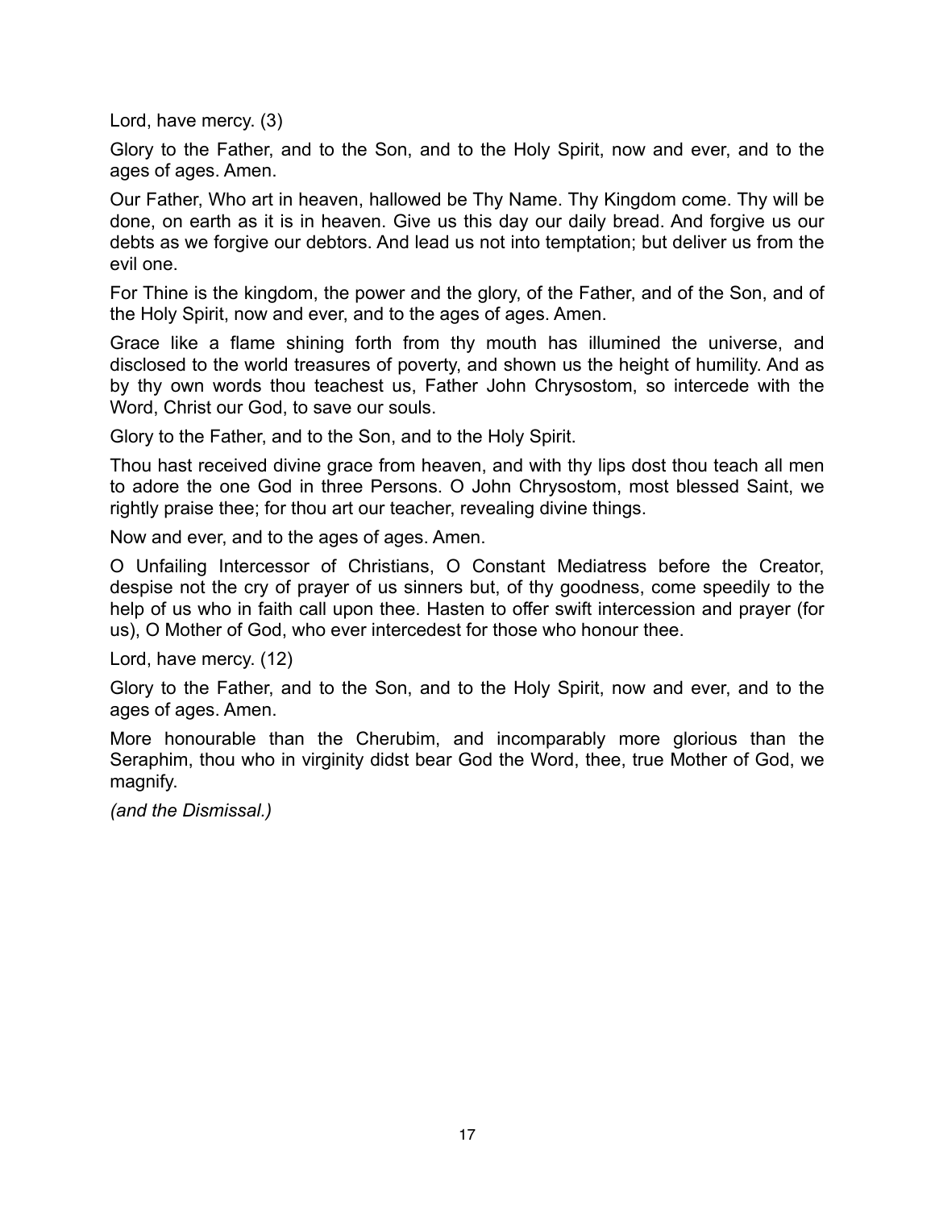Lord, have mercy. (3)

Glory to the Father, and to the Son, and to the Holy Spirit, now and ever, and to the ages of ages. Amen.

Our Father, Who art in heaven, hallowed be Thy Name. Thy Kingdom come. Thy will be done, on earth as it is in heaven. Give us this day our daily bread. And forgive us our debts as we forgive our debtors. And lead us not into temptation; but deliver us from the evil one.

For Thine is the kingdom, the power and the glory, of the Father, and of the Son, and of the Holy Spirit, now and ever, and to the ages of ages. Amen.

Grace like a flame shining forth from thy mouth has illumined the universe, and disclosed to the world treasures of poverty, and shown us the height of humility. And as by thy own words thou teachest us, Father John Chrysostom, so intercede with the Word, Christ our God, to save our souls.

Glory to the Father, and to the Son, and to the Holy Spirit.

Thou hast received divine grace from heaven, and with thy lips dost thou teach all men to adore the one God in three Persons. O John Chrysostom, most blessed Saint, we rightly praise thee; for thou art our teacher, revealing divine things.

Now and ever, and to the ages of ages. Amen.

O Unfailing Intercessor of Christians, O Constant Mediatress before the Creator, despise not the cry of prayer of us sinners but, of thy goodness, come speedily to the help of us who in faith call upon thee. Hasten to offer swift intercession and prayer (for us), O Mother of God, who ever intercedest for those who honour thee.

Lord, have mercy. (12)

Glory to the Father, and to the Son, and to the Holy Spirit, now and ever, and to the ages of ages. Amen.

More honourable than the Cherubim, and incomparably more glorious than the Seraphim, thou who in virginity didst bear God the Word, thee, true Mother of God, we magnify.

*(and the Dismissal.)*